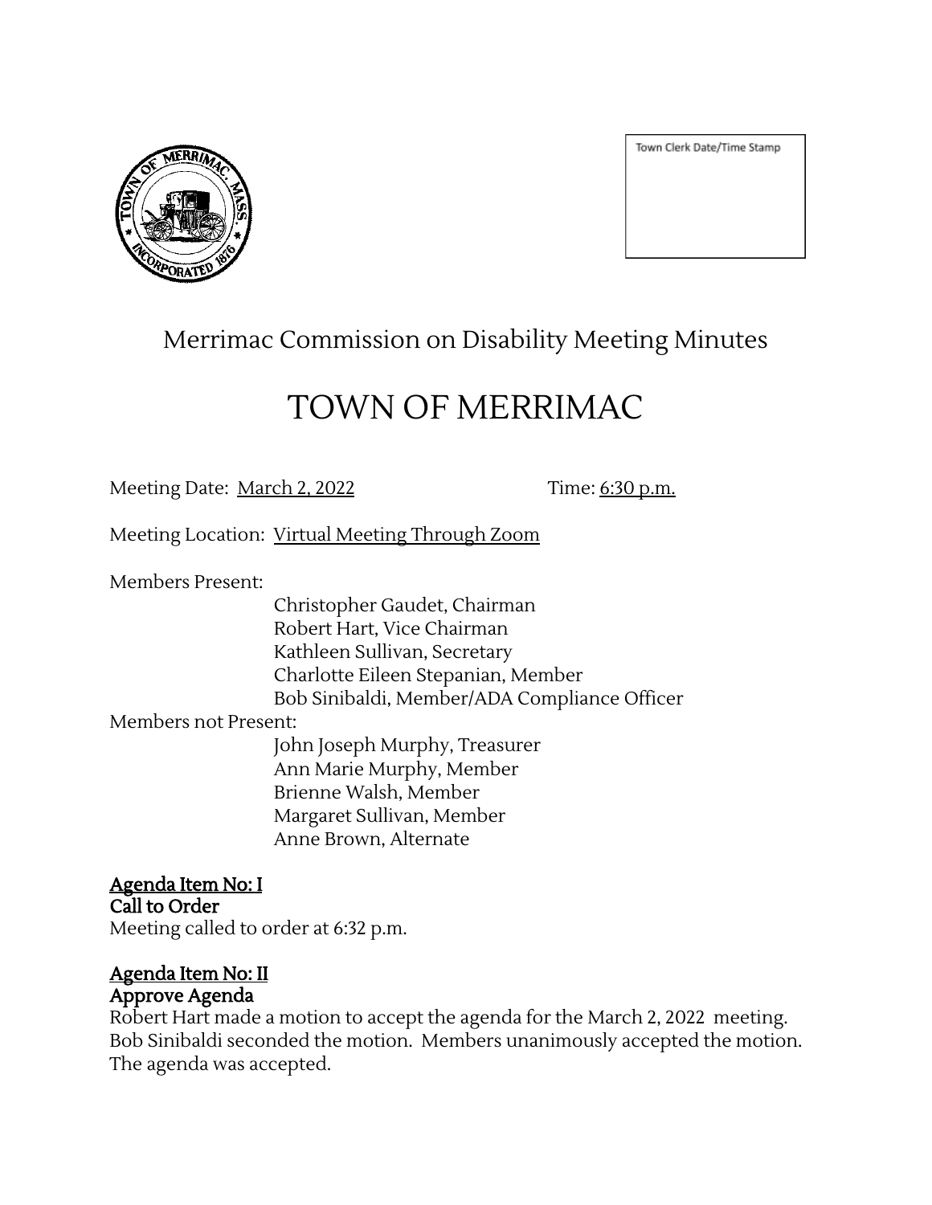Town Clerk Date/Time Stamp

# Merrimac Commission on Disability Meeting Minutes

# TOWN OF MERRIMAC

Meeting Date: March 2, 2022 Time: 6:30 p.m.

Meeting Location: Virtual Meeting Through Zoom

Members Present:

- Christopher Gaudet, Chairman
- Robert Hart, Vice Chairman
- Kathleen Sullivan, Secretary
- Charlotte Eileen Stepanian, Member
- Bob Sinibaldi, Member/ADA Compliance Officer

Members not Present:

- John Joseph Murphy, Treasurer
- Ann Marie Murphy, Member
- Brienne Walsh, Member
- Margaret Sullivan, Member
- Anne Brown, Alternate

**Agenda Item No: I**
**Call to Order**
Meeting called to order at 6:32 p.m.

**Agenda Item No: II**
**Approve Agenda**
Robert Hart made a motion to accept the agenda for the March 2, 2022 meeting. Bob Sinibaldi seconded the motion. Members unanimously accepted the motion. The agenda was accepted.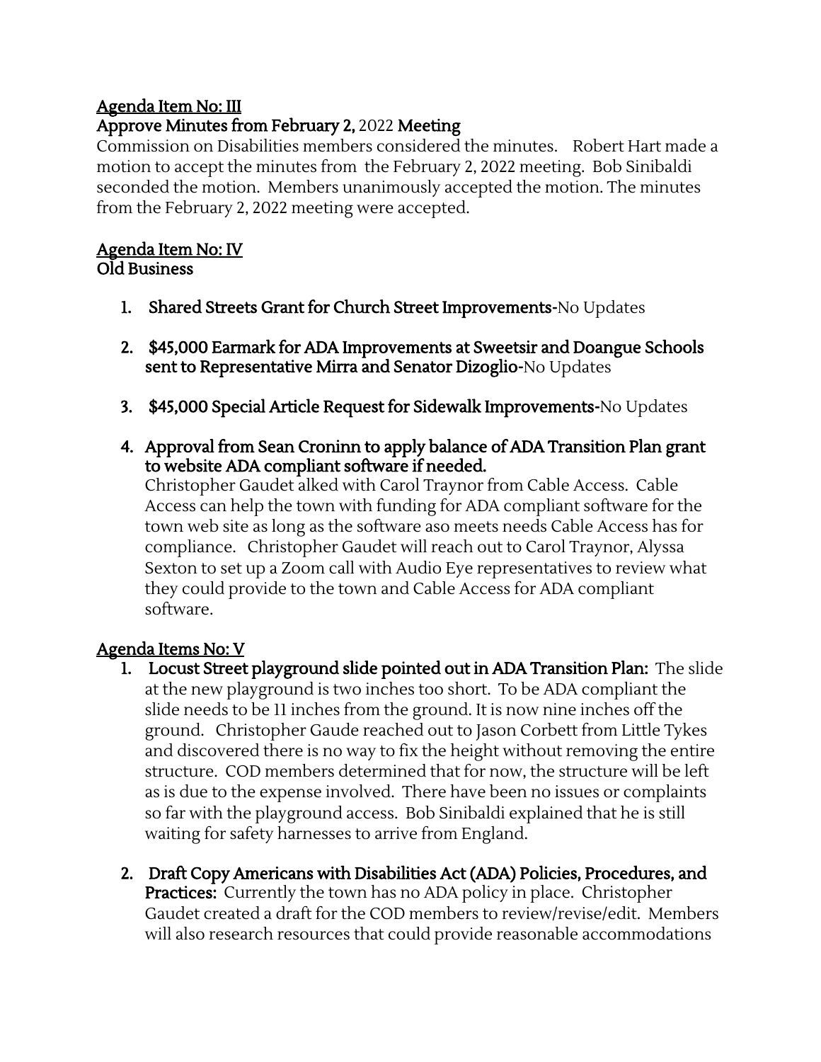## Agenda Item No: III
## Approve Minutes from February 2, 2022 Meeting

Commission on Disabilities members considered the minutes. Robert Hart made a motion to accept the minutes from the February 2, 2022 meeting. Bob Sinibaldi seconded the motion. Members unanimously accepted the motion. The minutes from the February 2, 2022 meeting were accepted.

## Agenda Item No: IV
## Old Business

1. **Shared Streets Grant for Church Street Improvements-**No Updates

2. **$45,000 Earmark for ADA Improvements at Sweetsir and Doangue Schools sent to Representative Mirra and Senator Dizoglio-**No Updates

3. **$45,000 Special Article Request for Sidewalk Improvements-**No Updates

4. **Approval from Sean Croninn to apply balance of ADA Transition Plan grant to website ADA compliant software if needed.**
   Christopher Gaudet alked with Carol Traynor from Cable Access. Cable Access can help the town with funding for ADA compliant software for the town web site as long as the software aso meets needs Cable Access has for compliance. Christopher Gaudet will reach out to Carol Traynor, Alyssa Sexton to set up a Zoom call with Audio Eye representatives to review what they could provide to the town and Cable Access for ADA compliant software.

## Agenda Items No: V

1. **Locust Street playground slide pointed out in ADA Transition Plan:** The slide at the new playground is two inches too short. To be ADA compliant the slide needs to be 11 inches from the ground. It is now nine inches off the ground. Christopher Gaude reached out to Jason Corbett from Little Tykes and discovered there is no way to fix the height without removing the entire structure. COD members determined that for now, the structure will be left as is due to the expense involved. There have been no issues or complaints so far with the playground access. Bob Sinibaldi explained that he is still waiting for safety harnesses to arrive from England.

2. **Draft Copy Americans with Disabilities Act (ADA) Policies, Procedures, and Practices:** Currently the town has no ADA policy in place. Christopher Gaudet created a draft for the COD members to review/revise/edit. Members will also research resources that could provide reasonable accommodations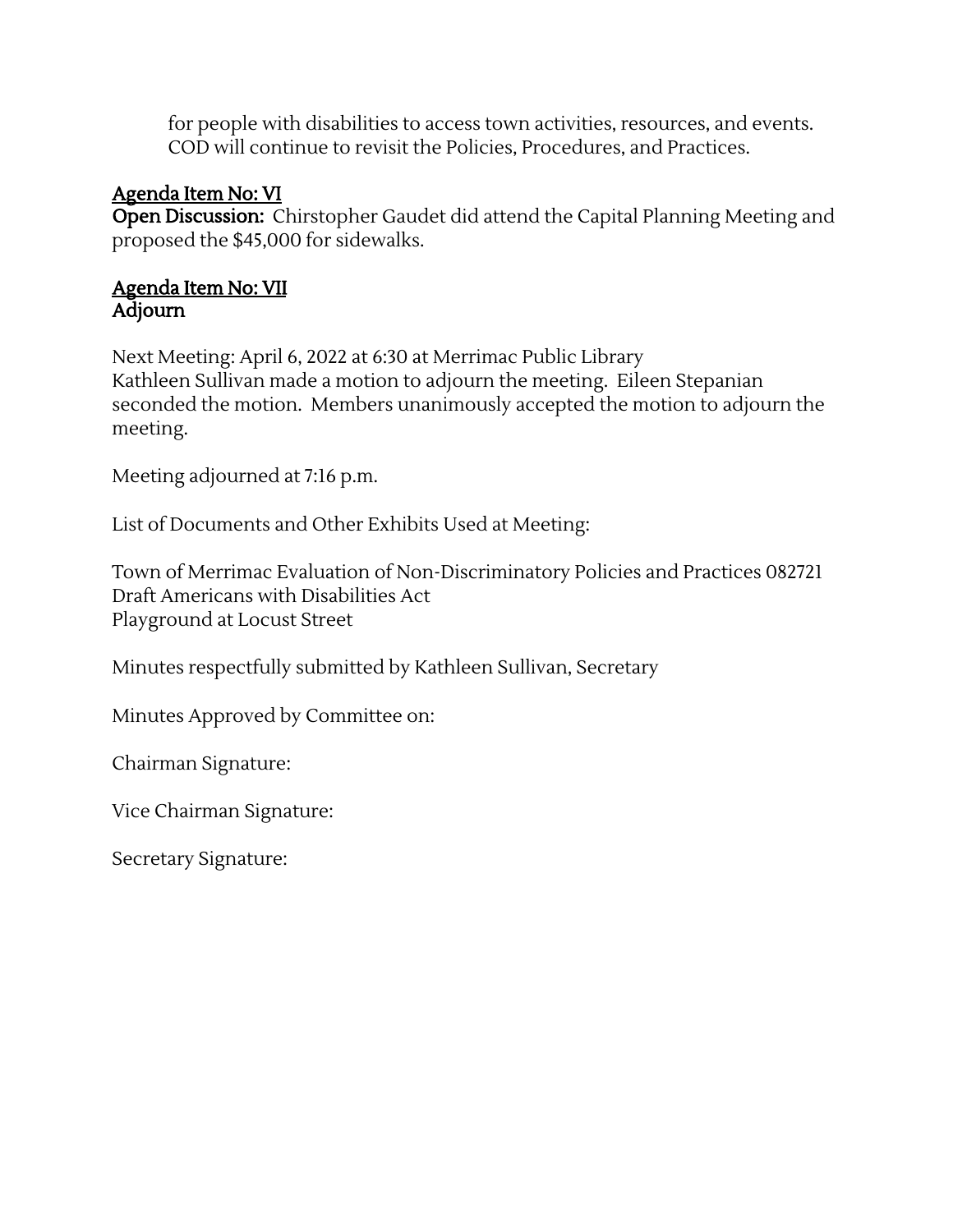for people with disabilities to access town activities, resources, and events. COD will continue to revisit the Policies, Procedures, and Practices.

**Agenda Item No: VI**

**Open Discussion:** Chirstopher Gaudet did attend the Capital Planning Meeting and proposed the $45,000 for sidewalks.

**Agenda Item No: VII**

**Adjourn**

Next Meeting: April 6, 2022 at 6:30 at Merrimac Public Library
Kathleen Sullivan made a motion to adjourn the meeting. Eileen Stepanian seconded the motion. Members unanimously accepted the motion to adjourn the meeting.

Meeting adjourned at 7:16 p.m.

List of Documents and Other Exhibits Used at Meeting:

Town of Merrimac Evaluation of Non-Discriminatory Policies and Practices 082721
Draft Americans with Disabilities Act
Playground at Locust Street

Minutes respectfully submitted by Kathleen Sullivan, Secretary

Minutes Approved by Committee on:

Chairman Signature:

Vice Chairman Signature:

Secretary Signature: